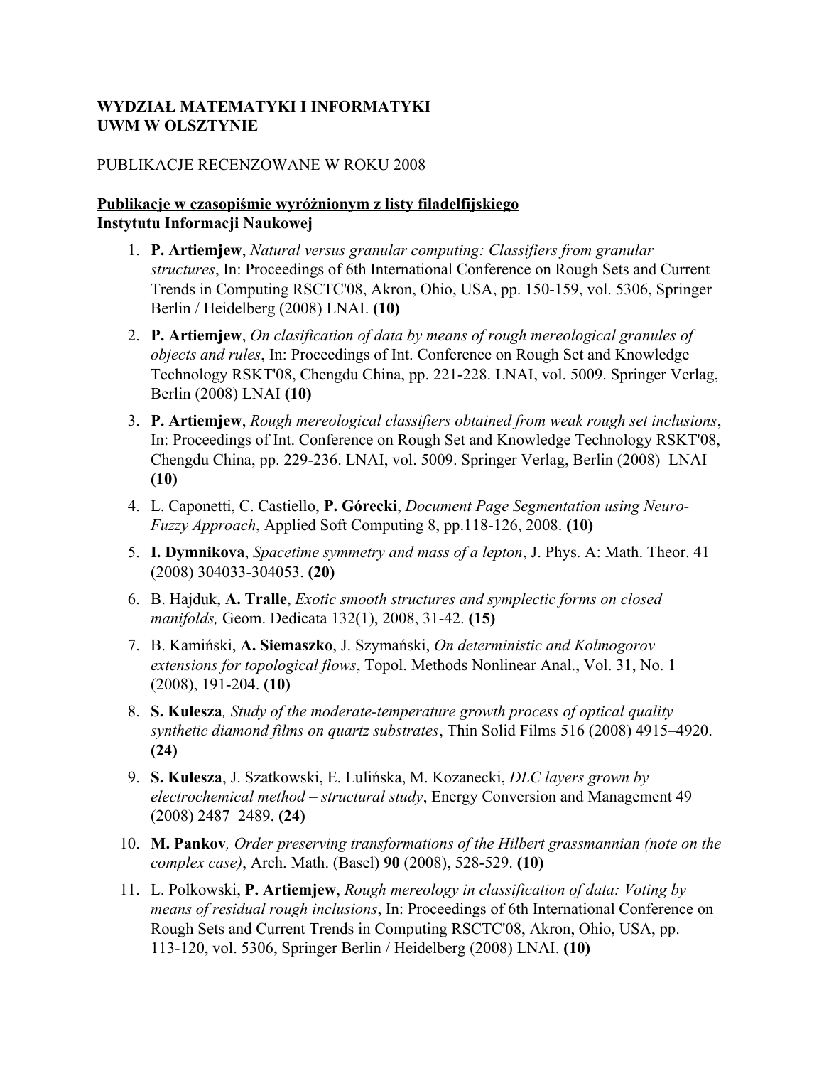**WYDZIAŁ MATEMATYKI I INFORMATYKI**
**UWM W OLSZTYNIE**

PUBLIKACJE RECENZOWANE W ROKU 2008

**Publikacje w czasopiśmie wyróżnionym z listy filadelfijskiego Instytutu Informacji Naukowej**

1. **P. Artiemjew**, *Natural versus granular computing: Classifiers from granular structures*, In: Proceedings of 6th International Conference on Rough Sets and Current Trends in Computing RSCTC'08, Akron, Ohio, USA, pp. 150-159, vol. 5306, Springer Berlin / Heidelberg (2008) LNAI. **(10)**
2. **P. Artiemjew**, *On clasification of data by means of rough mereological granules of objects and rules*, In: Proceedings of Int. Conference on Rough Set and Knowledge Technology RSKT'08, Chengdu China, pp. 221-228. LNAI, vol. 5009. Springer Verlag, Berlin (2008) LNAI **(10)**
3. **P. Artiemjew**, *Rough mereological classifiers obtained from weak rough set inclusions*, In: Proceedings of Int. Conference on Rough Set and Knowledge Technology RSKT'08, Chengdu China, pp. 229-236. LNAI, vol. 5009. Springer Verlag, Berlin (2008) LNAI **(10)**
4. L. Caponetti, C. Castiello, **P. Górecki**, *Document Page Segmentation using Neuro-Fuzzy Approach*, Applied Soft Computing 8, pp.118-126, 2008. **(10)**
5. **I. Dymnikova**, *Spacetime symmetry and mass of a lepton*, J. Phys. A: Math. Theor. 41 (2008) 304033-304053. **(20)**
6. B. Hajduk, **A. Tralle**, *Exotic smooth structures and symplectic forms on closed manifolds,* Geom. Dedicata 132(1), 2008, 31-42. **(15)**
7. B. Kamiński, **A. Siemaszko**, J. Szymański, *On deterministic and Kolmogorov extensions for topological flows*, Topol. Methods Nonlinear Anal., Vol. 31, No. 1 (2008), 191-204. **(10)**
8. **S. Kulesza***, Study of the moderate-temperature growth process of optical quality synthetic diamond films on quartz substrates*, Thin Solid Films 516 (2008) 4915–4920. **(24)**
9. **S. Kulesza**, J. Szatkowski, E. Lulińska, M. Kozanecki, *DLC layers grown by electrochemical method – structural study*, Energy Conversion and Management 49 (2008) 2487–2489. **(24)**
10. **M. Pankov***, Order preserving transformations of the Hilbert grassmannian (note on the complex case)*, Arch. Math. (Basel) **90** (2008), 528-529. **(10)**
11. L. Polkowski, **P. Artiemjew**, *Rough mereology in classification of data: Voting by means of residual rough inclusions*, In: Proceedings of 6th International Conference on Rough Sets and Current Trends in Computing RSCTC'08, Akron, Ohio, USA, pp. 113-120, vol. 5306, Springer Berlin / Heidelberg (2008) LNAI. **(10)**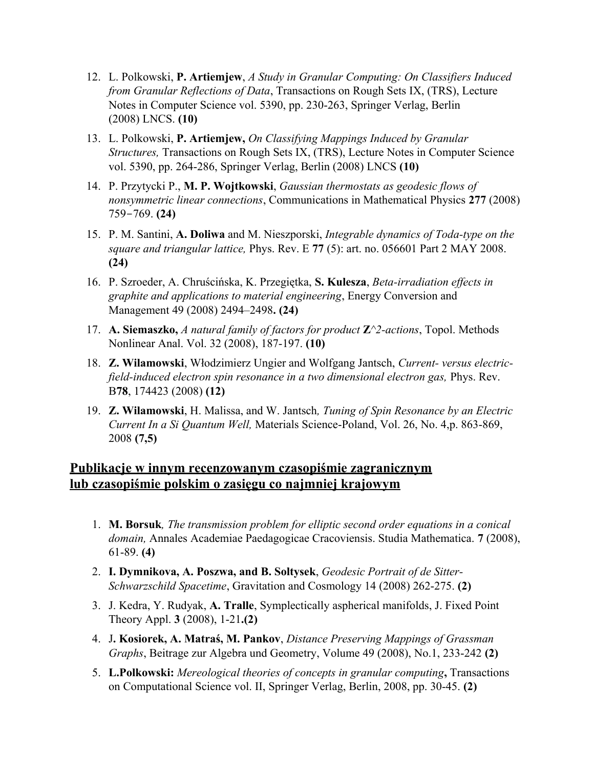12. L. Polkowski, **P. Artiemjew**, *A Study in Granular Computing: On Classifiers Induced from Granular Reflections of Data*, Transactions on Rough Sets IX, (TRS), Lecture Notes in Computer Science vol. 5390, pp. 230-263, Springer Verlag, Berlin (2008) LNCS. **(10)**
13. L. Polkowski, **P. Artiemjew,** *On Classifying Mappings Induced by Granular Structures,* Transactions on Rough Sets IX, (TRS), Lecture Notes in Computer Science vol. 5390, pp. 264-286, Springer Verlag, Berlin (2008) LNCS **(10)**
14. P. Przytycki P., **M. P. Wojtkowski**, *Gaussian thermostats as geodesic flows of nonsymmetric linear connections*, Communications in Mathematical Physics **277** (2008) 759−769. **(24)**
15. P. M. Santini, **A. Doliwa** and M. Nieszporski, *Integrable dynamics of Toda-type on the square and triangular lattice,* Phys. Rev. E **77** (5): art. no. 056601 Part 2 MAY 2008. **(24)**
16. P. Szroeder, A. Chruścińska, K. Przegiętka, **S. Kulesza**, *Beta-irradiation effects in graphite and applications to material engineering*, Energy Conversion and Management 49 (2008) 2494–2498**. (24)**
17. **A. Siemaszko,** *A natural family of factors for product* **Z**^*2-actions*, Topol. Methods Nonlinear Anal. Vol. 32 (2008), 187-197. **(10)**
18. **Z. Wilamowski**, Włodzimierz Ungier and Wolfgang Jantsch, *Current- versus electric-field-induced electron spin resonance in a two dimensional electron gas,* Phys. Rev. B**78**, 174423 (2008) **(12)**
19. **Z. Wilamowski**, H. Malissa, and W. Jantsch*, Tuning of Spin Resonance by an Electric Current In a Si Quantum Well,* Materials Science-Poland, Vol. 26, No. 4,p. 863-869, 2008 **(7,5)**

## Publikacje w innym recenzowanym czasopiśmie zagranicznym lub czasopiśmie polskim o zasięgu co najmniej krajowym

1. **M. Borsuk***, The transmission problem for elliptic second order equations in a conical domain,* Annales Academiae Paedagogicae Cracoviensis. Studia Mathematica. **7** (2008), 61-89. **(4)**
2. **I. Dymnikova, A. Poszwa, and B. Soltysek**, *Geodesic Portrait of de Sitter-Schwarzschild Spacetime*, Gravitation and Cosmology 14 (2008) 262-275. **(2)**
3. J. Kedra, Y. Rudyak, **A. Tralle**, Symplectically aspherical manifolds, J. Fixed Point Theory Appl. **3** (2008), 1-21**.(2)**
4. J**. Kosiorek, A. Matraś, M. Pankov**, *Distance Preserving Mappings of Grassman Graphs*, Beitrage zur Algebra und Geometry, Volume 49 (2008), No.1, 233-242 **(2)**
5. **L.Polkowski:** *Mereological theories of concepts in granular computing***,** Transactions on Computational Science vol. II, Springer Verlag, Berlin, 2008, pp. 30-45. **(2)**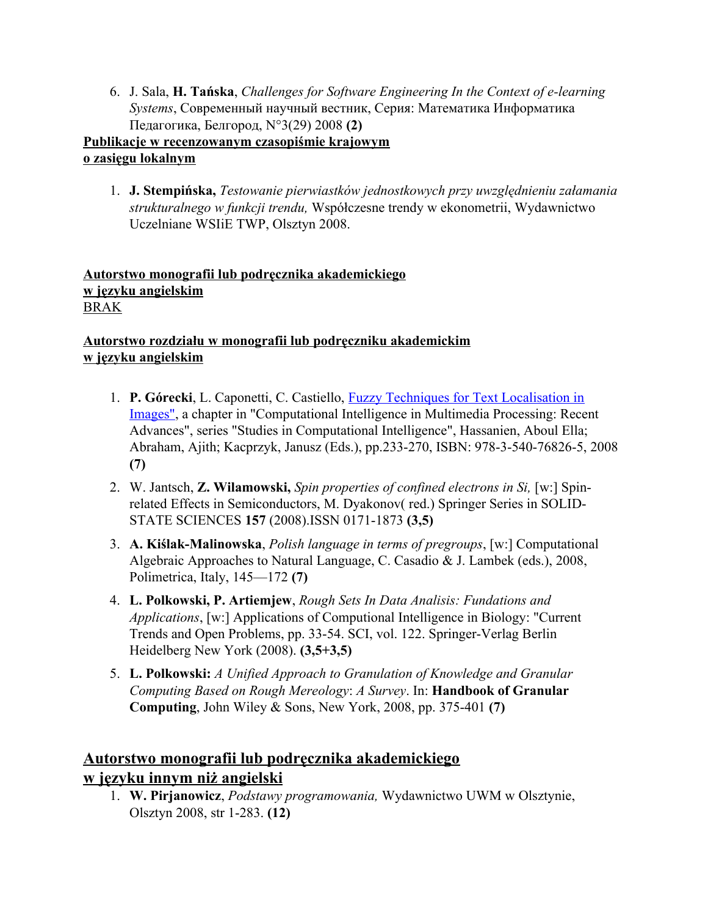6. J. Sala, **H. Tańska**, *Challenges for Software Engineering In the Context of e-learning Systems*, Современный научный вестник, Серия: Математика Информатика Педагогика, Белгород, N°3(29) 2008 **(2)**

**Publikacje w recenzowanym czasopiśmie krajowym o zasięgu lokalnym**

1. **J. Stempińska,** *Testowanie pierwiastków jednostkowych przy uwzględnieniu załamania strukturalnego w funkcji trendu,* Współczesne trendy w ekonometrii, Wydawnictwo Uczelniane WSIiE TWP, Olsztyn 2008.

**Autorstwo monografii lub podręcznika akademickiego w języku angielskim**

BRAK

**Autorstwo rozdziału w monografii lub podręczniku akademickim w języku angielskim**

1. **P. Górecki**, L. Caponetti, C. Castiello, Fuzzy Techniques for Text Localisation in Images", a chapter in "Computational Intelligence in Multimedia Processing: Recent Advances", series "Studies in Computational Intelligence", Hassanien, Aboul Ella; Abraham, Ajith; Kacprzyk, Janusz (Eds.), pp.233-270, ISBN: 978-3-540-76826-5, 2008 **(7)**
2. W. Jantsch, **Z. Wilamowski,** *Spin properties of confined electrons in Si,* [w:] Spin-related Effects in Semiconductors, M. Dyakonov( red.) Springer Series in SOLID-STATE SCIENCES **157** (2008).ISSN 0171-1873 **(3,5)**
3. **A. Kiślak-Malinowska**, *Polish language in terms of pregroups*, [w:] Computational Algebraic Approaches to Natural Language, C. Casadio & J. Lambek (eds.), 2008, Polimetrica, Italy, 145—172 **(7)**
4. **L. Polkowski, P. Artiemjew**, *Rough Sets In Data Analisis: Fundations and Applications*, [w:] Applications of Computional Intelligence in Biology: "Current Trends and Open Problems, pp. 33-54. SCI, vol. 122. Springer-Verlag Berlin Heidelberg New York (2008). **(3,5+3,5)**
5. **L. Polkowski:** *A Unified Approach to Granulation of Knowledge and Granular Computing Based on Rough Mereology*: *A Survey*. In: **Handbook of Granular Computing**, John Wiley & Sons, New York, 2008, pp. 375-401 **(7)**

## Autorstwo monografii lub podręcznika akademickiego w języku innym niż angielski

1. **W. Pirjanowicz**, *Podstawy programowania,* Wydawnictwo UWM w Olsztynie, Olsztyn 2008, str 1-283. **(12)**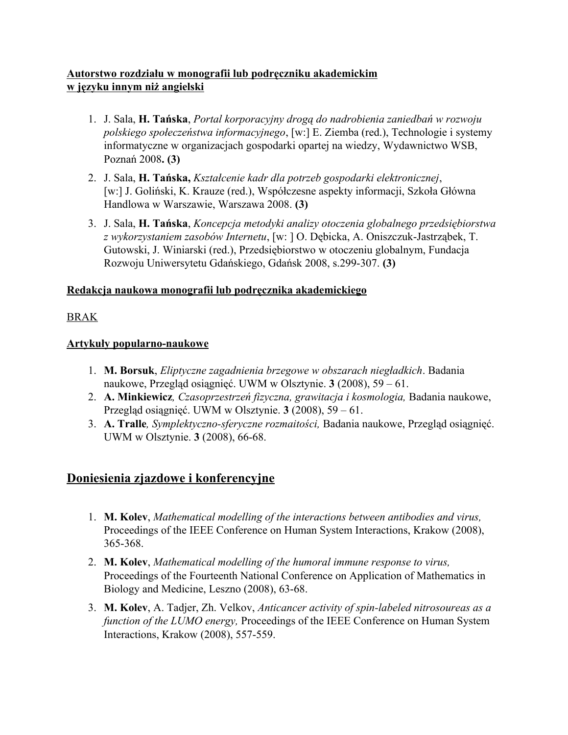**Autorstwo rozdziału w monografii lub podręczniku akademickim w języku innym niż angielski**

1. J. Sala, **H. Tańska**, *Portal korporacyjny drogą do nadrobienia zaniedbań w rozwoju polskiego społeczeństwa informacyjnego*, [w:] E. Ziemba (red.), Technologie i systemy informatyczne w organizacjach gospodarki opartej na wiedzy, Wydawnictwo WSB, Poznań 2008**. (3)**
2. J. Sala, **H. Tańska,** *Kształcenie kadr dla potrzeb gospodarki elektronicznej*, [w:] J. Goliński, K. Krauze (red.), Współczesne aspekty informacji, Szkoła Główna Handlowa w Warszawie, Warszawa 2008. **(3)**
3. J. Sala, **H. Tańska**, *Koncepcja metodyki analizy otoczenia globalnego przedsiębiorstwa z wykorzystaniem zasobów Internetu*, [w: ] O. Dębicka, A. Oniszczuk-Jastrząbek, T. Gutowski, J. Winiarski (red.), Przedsiębiorstwo w otoczeniu globalnym, Fundacja Rozwoju Uniwersytetu Gdańskiego, Gdańsk 2008, s.299-307. **(3)**

**Redakcja naukowa monografii lub podręcznika akademickiego**

BRAK

**Artykuły popularno-naukowe**

1. **M. Borsuk**, *Eliptyczne zagadnienia brzegowe w obszarach niegładkich*. Badania naukowe, Przegląd osiągnięć. UWM w Olsztynie. **3** (2008), 59 – 61.
2. **A. Minkiewicz***, Czasoprzestrzeń fizyczna, grawitacja i kosmologia,* Badania naukowe, Przegląd osiągnięć. UWM w Olsztynie. **3** (2008), 59 – 61.
3. **A. Tralle***, Symplektyczno-sferyczne rozmaitości,* Badania naukowe, Przegląd osiągnięć. UWM w Olsztynie. **3** (2008), 66-68.

## Doniesienia zjazdowe i konferencyjne

1. **M. Kolev**, *Mathematical modelling of the interactions between antibodies and virus,* Proceedings of the IEEE Conference on Human System Interactions, Krakow (2008), 365-368.
2. **M. Kolev**, *Mathematical modelling of the humoral immune response to virus,* Proceedings of the Fourteenth National Conference on Application of Mathematics in Biology and Medicine, Leszno (2008), 63-68.
3. **M. Kolev**, A. Tadjer, Zh. Velkov, *Anticancer activity of spin-labeled nitrosoureas as a function of the LUMO energy,* Proceedings of the IEEE Conference on Human System Interactions, Krakow (2008), 557-559.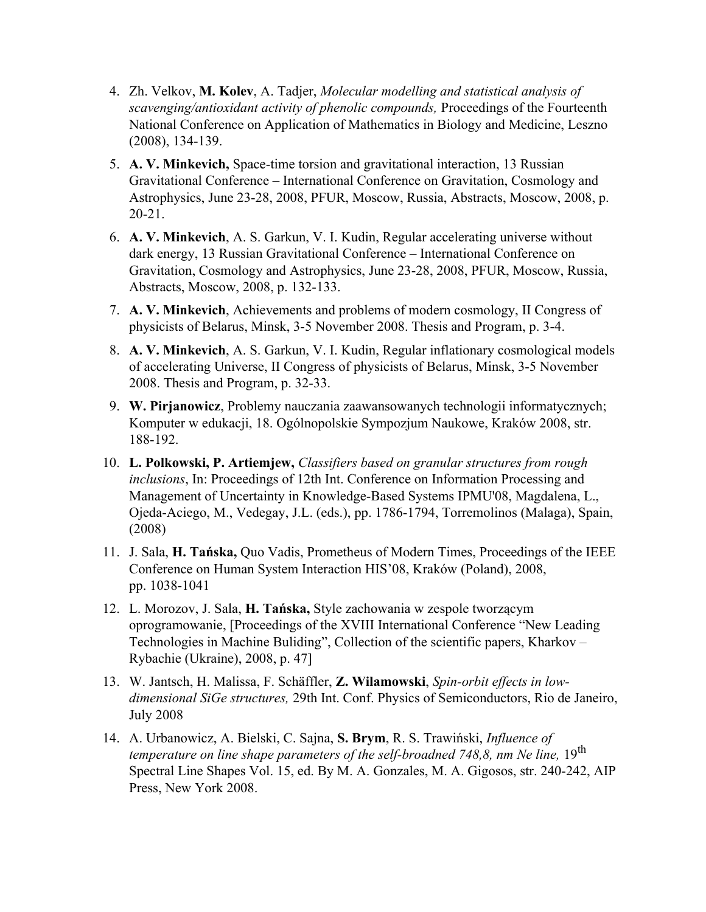4. Zh. Velkov, **M. Kolev**, A. Tadjer, *Molecular modelling and statistical analysis of scavenging/antioxidant activity of phenolic compounds,* Proceedings of the Fourteenth National Conference on Application of Mathematics in Biology and Medicine, Leszno (2008), 134-139.

5. **A. V. Minkevich,** Space-time torsion and gravitational interaction, 13 Russian Gravitational Conference – International Conference on Gravitation, Cosmology and Astrophysics, June 23-28, 2008, PFUR, Moscow, Russia, Abstracts, Moscow, 2008, p. 20-21.

6. **A. V. Minkevich**, A. S. Garkun, V. I. Kudin, Regular accelerating universe without dark energy, 13 Russian Gravitational Conference – International Conference on Gravitation, Cosmology and Astrophysics, June 23-28, 2008, PFUR, Moscow, Russia, Abstracts, Moscow, 2008, p. 132-133.

7. **A. V. Minkevich**, Achievements and problems of modern cosmology, II Congress of physicists of Belarus, Minsk, 3-5 November 2008. Thesis and Program, p. 3-4.

8. **A. V. Minkevich**, A. S. Garkun, V. I. Kudin, Regular inflationary cosmological models of accelerating Universe, II Congress of physicists of Belarus, Minsk, 3-5 November 2008. Thesis and Program, p. 32-33.

9. **W. Pirjanowicz**, Problemy nauczania zaawansowanych technologii informatycznych; Komputer w edukacji, 18. Ogólnopolskie Sympozjum Naukowe, Kraków 2008, str. 188-192.

10. **L. Polkowski, P. Artiemjew,** *Classifiers based on granular structures from rough inclusions*, In: Proceedings of 12th Int. Conference on Information Processing and Management of Uncertainty in Knowledge-Based Systems IPMU'08, Magdalena, L., Ojeda-Aciego, M., Vedegay, J.L. (eds.), pp. 1786-1794, Torremolinos (Malaga), Spain, (2008)

11. J. Sala, **H. Tańska,** Quo Vadis, Prometheus of Modern Times, Proceedings of the IEEE Conference on Human System Interaction HIS'08, Kraków (Poland), 2008, pp. 1038-1041

12. L. Morozov, J. Sala, **H. Tańska,** Style zachowania w zespole tworzącym oprogramowanie, [Proceedings of the XVIII International Conference "New Leading Technologies in Machine Buliding", Collection of the scientific papers, Kharkov – Rybachie (Ukraine), 2008, p. 47]

13. W. Jantsch, H. Malissa, F. Schäffler, **Z. Wilamowski**, *Spin-orbit effects in low-dimensional SiGe structures,* 29th Int. Conf. Physics of Semiconductors, Rio de Janeiro, July 2008

14. A. Urbanowicz, A. Bielski, C. Sajna, **S. Brym**, R. S. Trawiński, *Influence of temperature on line shape parameters of the self-broadned 748,8, nm Ne line,* 19$^{th}$ Spectral Line Shapes Vol. 15, ed. By M. A. Gonzales, M. A. Gigosos, str. 240-242, AIP Press, New York 2008.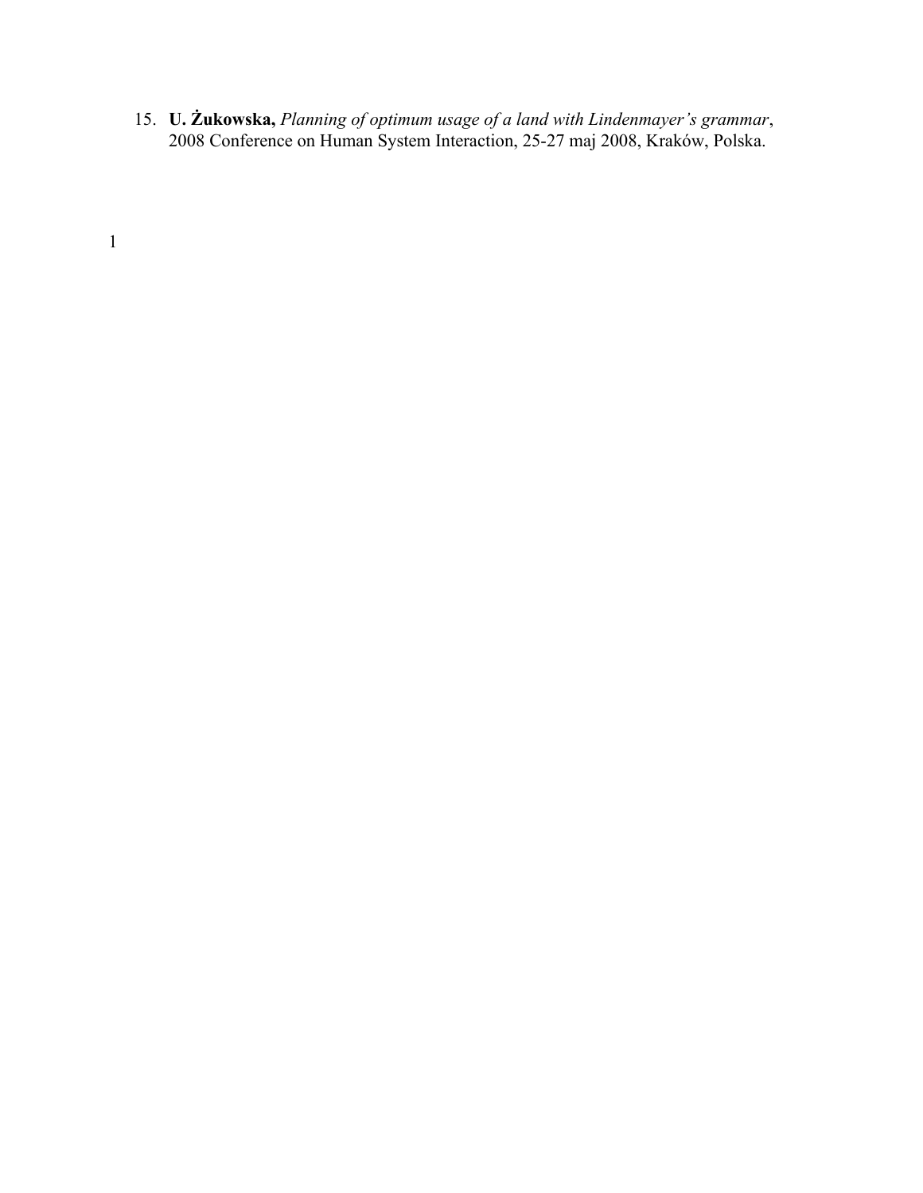15. **U. Żukowska,** *Planning of optimum usage of a land with Lindenmayer's grammar*, 2008 Conference on Human System Interaction, 25-27 maj 2008, Kraków, Polska.